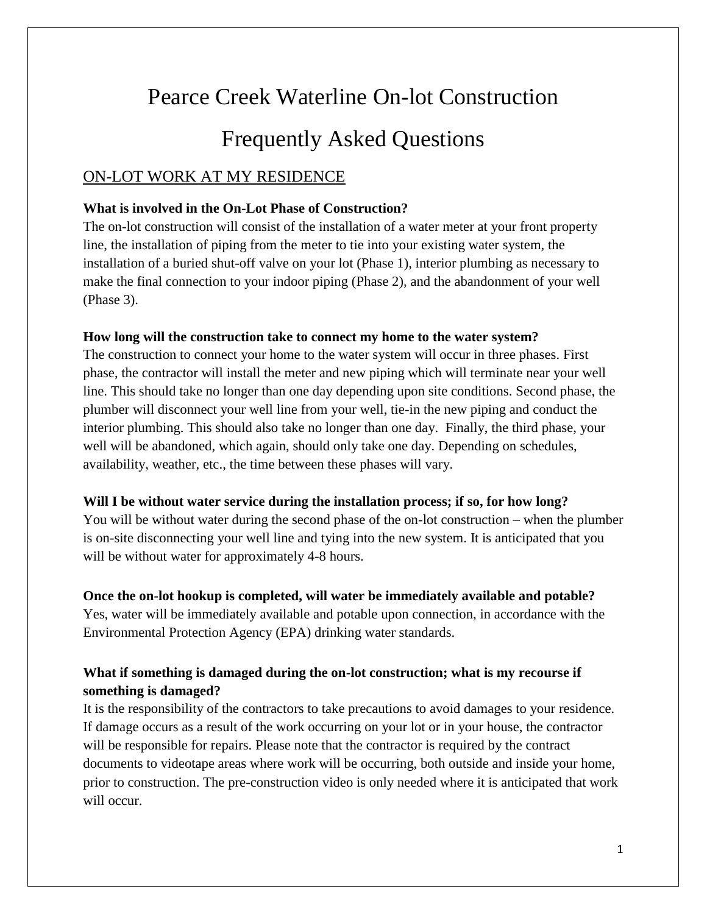# Pearce Creek Waterline On-lot Construction

# Frequently Asked Questions

## ON-LOT WORK AT MY RESIDENCE

**What is involved in the On-Lot Phase of Construction?**

The on-lot construction will consist of the installation of a water meter at your front property line, the installation of piping from the meter to tie into your existing water system, the installation of a buried shut-off valve on your lot (Phase 1), interior plumbing as necessary to make the final connection to your indoor piping (Phase 2), and the abandonment of your well (Phase 3).

**How long will the construction take to connect my home to the water system?**

The construction to connect your home to the water system will occur in three phases. First phase, the contractor will install the meter and new piping which will terminate near your well line. This should take no longer than one day depending upon site conditions. Second phase, the plumber will disconnect your well line from your well, tie-in the new piping and conduct the interior plumbing. This should also take no longer than one day. Finally, the third phase, your well will be abandoned, which again, should only take one day. Depending on schedules, availability, weather, etc., the time between these phases will vary.

**Will I be without water service during the installation process; if so, for how long?**

You will be without water during the second phase of the on-lot construction – when the plumber is on-site disconnecting your well line and tying into the new system. It is anticipated that you will be without water for approximately 4-8 hours.

**Once the on-lot hookup is completed, will water be immediately available and potable?**

Yes, water will be immediately available and potable upon connection, in accordance with the Environmental Protection Agency (EPA) drinking water standards.

**What if something is damaged during the on-lot construction; what is my recourse if something is damaged?**

It is the responsibility of the contractors to take precautions to avoid damages to your residence. If damage occurs as a result of the work occurring on your lot or in your house, the contractor will be responsible for repairs. Please note that the contractor is required by the contract documents to videotape areas where work will be occurring, both outside and inside your home, prior to construction. The pre-construction video is only needed where it is anticipated that work will occur.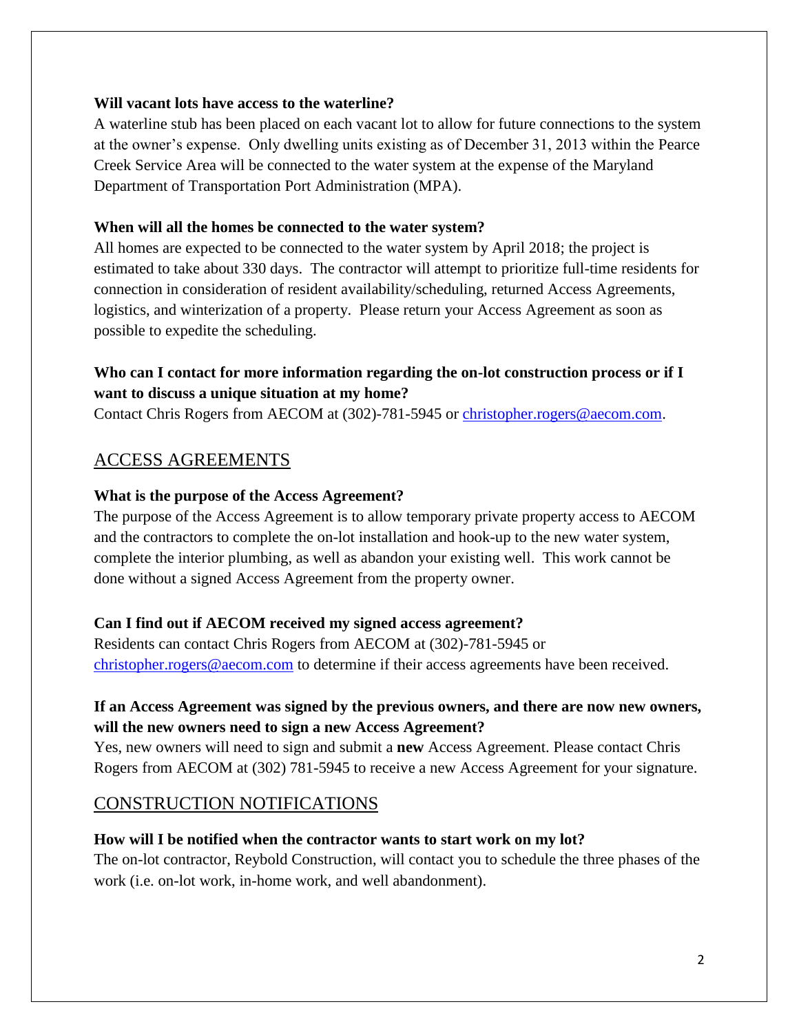**Will vacant lots have access to the waterline?**

A waterline stub has been placed on each vacant lot to allow for future connections to the system at the owner's expense. Only dwelling units existing as of December 31, 2013 within the Pearce Creek Service Area will be connected to the water system at the expense of the Maryland Department of Transportation Port Administration (MPA).

**When will all the homes be connected to the water system?**

All homes are expected to be connected to the water system by April 2018; the project is estimated to take about 330 days. The contractor will attempt to prioritize full-time residents for connection in consideration of resident availability/scheduling, returned Access Agreements, logistics, and winterization of a property. Please return your Access Agreement as soon as possible to expedite the scheduling.

**Who can I contact for more information regarding the on-lot construction process or if I want to discuss a unique situation at my home?**

Contact Chris Rogers from AECOM at (302)-781-5945 or christopher.rogers@aecom.com.

## ACCESS AGREEMENTS

**What is the purpose of the Access Agreement?**

The purpose of the Access Agreement is to allow temporary private property access to AECOM and the contractors to complete the on-lot installation and hook-up to the new water system, complete the interior plumbing, as well as abandon your existing well. This work cannot be done without a signed Access Agreement from the property owner.

**Can I find out if AECOM received my signed access agreement?**

Residents can contact Chris Rogers from AECOM at (302)-781-5945 or christopher.rogers@aecom.com to determine if their access agreements have been received.

**If an Access Agreement was signed by the previous owners, and there are now new owners, will the new owners need to sign a new Access Agreement?**

Yes, new owners will need to sign and submit a **new** Access Agreement. Please contact Chris Rogers from AECOM at (302) 781-5945 to receive a new Access Agreement for your signature.

## CONSTRUCTION NOTIFICATIONS

**How will I be notified when the contractor wants to start work on my lot?**

The on-lot contractor, Reybold Construction, will contact you to schedule the three phases of the work (i.e. on-lot work, in-home work, and well abandonment).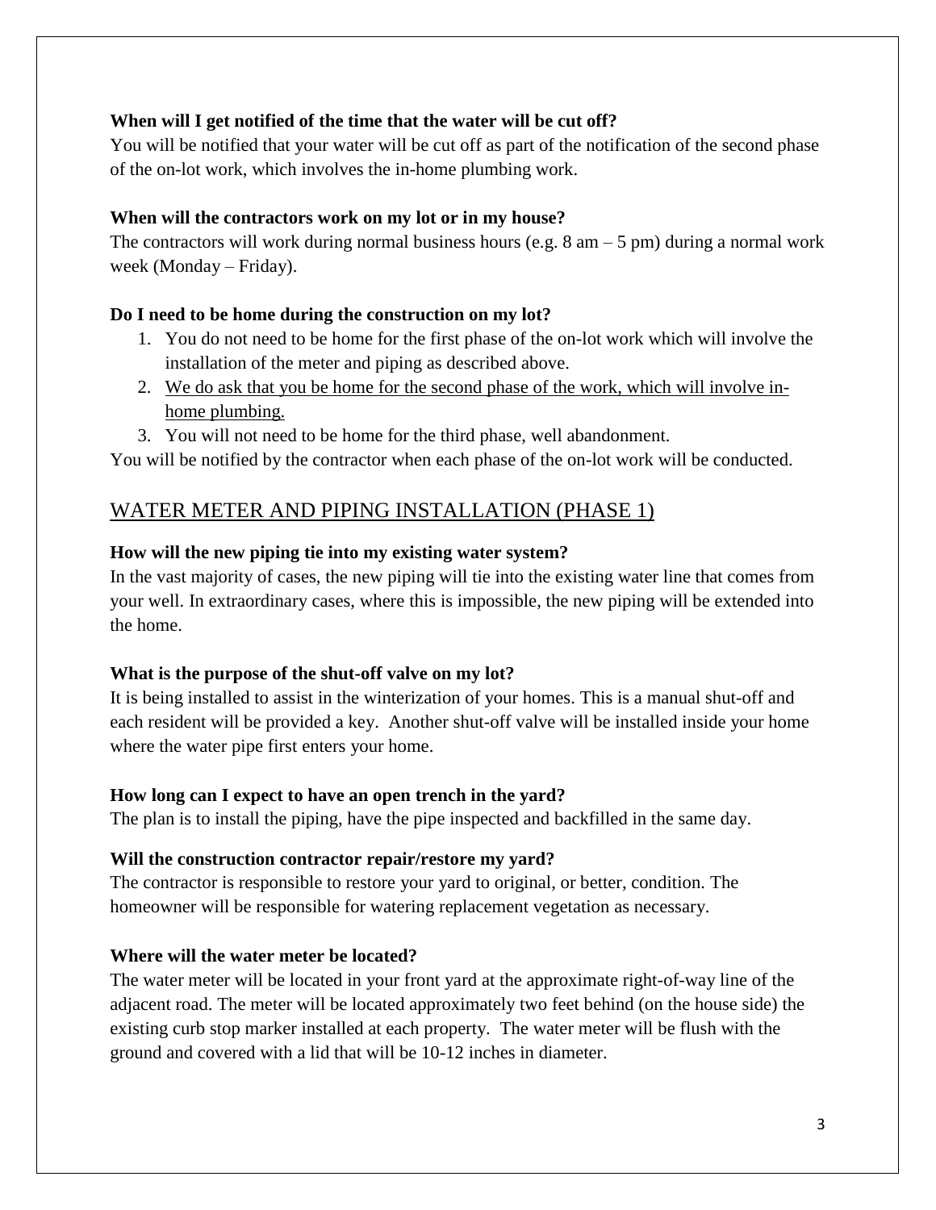**When will I get notified of the time that the water will be cut off?**

You will be notified that your water will be cut off as part of the notification of the second phase of the on-lot work, which involves the in-home plumbing work.

**When will the contractors work on my lot or in my house?**

The contractors will work during normal business hours (e.g. 8 am – 5 pm) during a normal work week (Monday – Friday).

**Do I need to be home during the construction on my lot?**

1. You do not need to be home for the first phase of the on-lot work which will involve the installation of the meter and piping as described above.
2. <u>We do ask that you be home for the second phase of the work, which will involve in-home plumbing.</u>
3. You will not need to be home for the third phase, well abandonment.

You will be notified by the contractor when each phase of the on-lot work will be conducted.

## <u>WATER METER AND PIPING INSTALLATION (PHASE 1)</u>

**How will the new piping tie into my existing water system?**

In the vast majority of cases, the new piping will tie into the existing water line that comes from your well. In extraordinary cases, where this is impossible, the new piping will be extended into the home.

**What is the purpose of the shut-off valve on my lot?**

It is being installed to assist in the winterization of your homes. This is a manual shut-off and each resident will be provided a key. Another shut-off valve will be installed inside your home where the water pipe first enters your home.

**How long can I expect to have an open trench in the yard?**

The plan is to install the piping, have the pipe inspected and backfilled in the same day.

**Will the construction contractor repair/restore my yard?**

The contractor is responsible to restore your yard to original, or better, condition. The homeowner will be responsible for watering replacement vegetation as necessary.

**Where will the water meter be located?**

The water meter will be located in your front yard at the approximate right-of-way line of the adjacent road. The meter will be located approximately two feet behind (on the house side) the existing curb stop marker installed at each property. The water meter will be flush with the ground and covered with a lid that will be 10-12 inches in diameter.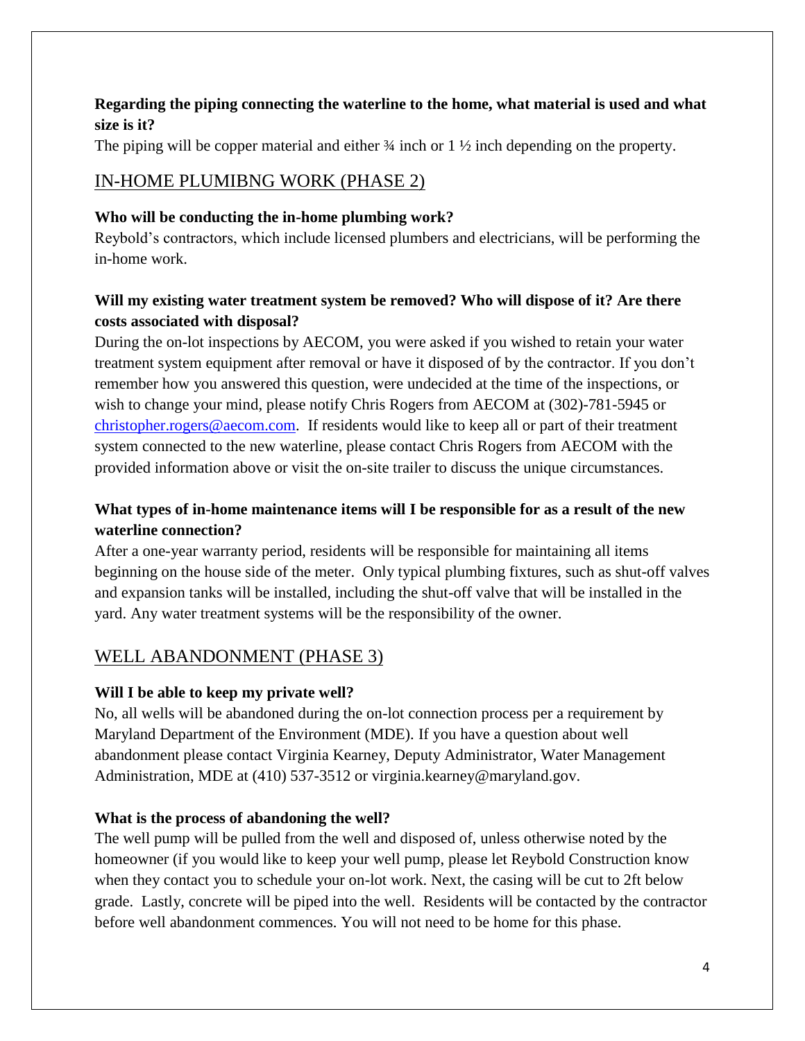**Regarding the piping connecting the waterline to the home, what material is used and what size is it?**

The piping will be copper material and either ¾ inch or 1 ½ inch depending on the property.

## IN-HOME PLUMIBNG WORK (PHASE 2)

**Who will be conducting the in-home plumbing work?**

Reybold's contractors, which include licensed plumbers and electricians, will be performing the in-home work.

**Will my existing water treatment system be removed? Who will dispose of it? Are there costs associated with disposal?**

During the on-lot inspections by AECOM, you were asked if you wished to retain your water treatment system equipment after removal or have it disposed of by the contractor. If you don't remember how you answered this question, were undecided at the time of the inspections, or wish to change your mind, please notify Chris Rogers from AECOM at (302)-781-5945 or [christopher.rogers@aecom.com](mailto:christopher.rogers@aecom.com). If residents would like to keep all or part of their treatment system connected to the new waterline, please contact Chris Rogers from AECOM with the provided information above or visit the on-site trailer to discuss the unique circumstances.

**What types of in-home maintenance items will I be responsible for as a result of the new waterline connection?**

After a one-year warranty period, residents will be responsible for maintaining all items beginning on the house side of the meter. Only typical plumbing fixtures, such as shut-off valves and expansion tanks will be installed, including the shut-off valve that will be installed in the yard. Any water treatment systems will be the responsibility of the owner.

## WELL ABANDONMENT (PHASE 3)

**Will I be able to keep my private well?**

No, all wells will be abandoned during the on-lot connection process per a requirement by Maryland Department of the Environment (MDE). If you have a question about well abandonment please contact Virginia Kearney, Deputy Administrator, Water Management Administration, MDE at (410) 537-3512 or virginia.kearney@maryland.gov.

**What is the process of abandoning the well?**

The well pump will be pulled from the well and disposed of, unless otherwise noted by the homeowner (if you would like to keep your well pump, please let Reybold Construction know when they contact you to schedule your on-lot work. Next, the casing will be cut to 2ft below grade. Lastly, concrete will be piped into the well. Residents will be contacted by the contractor before well abandonment commences. You will not need to be home for this phase.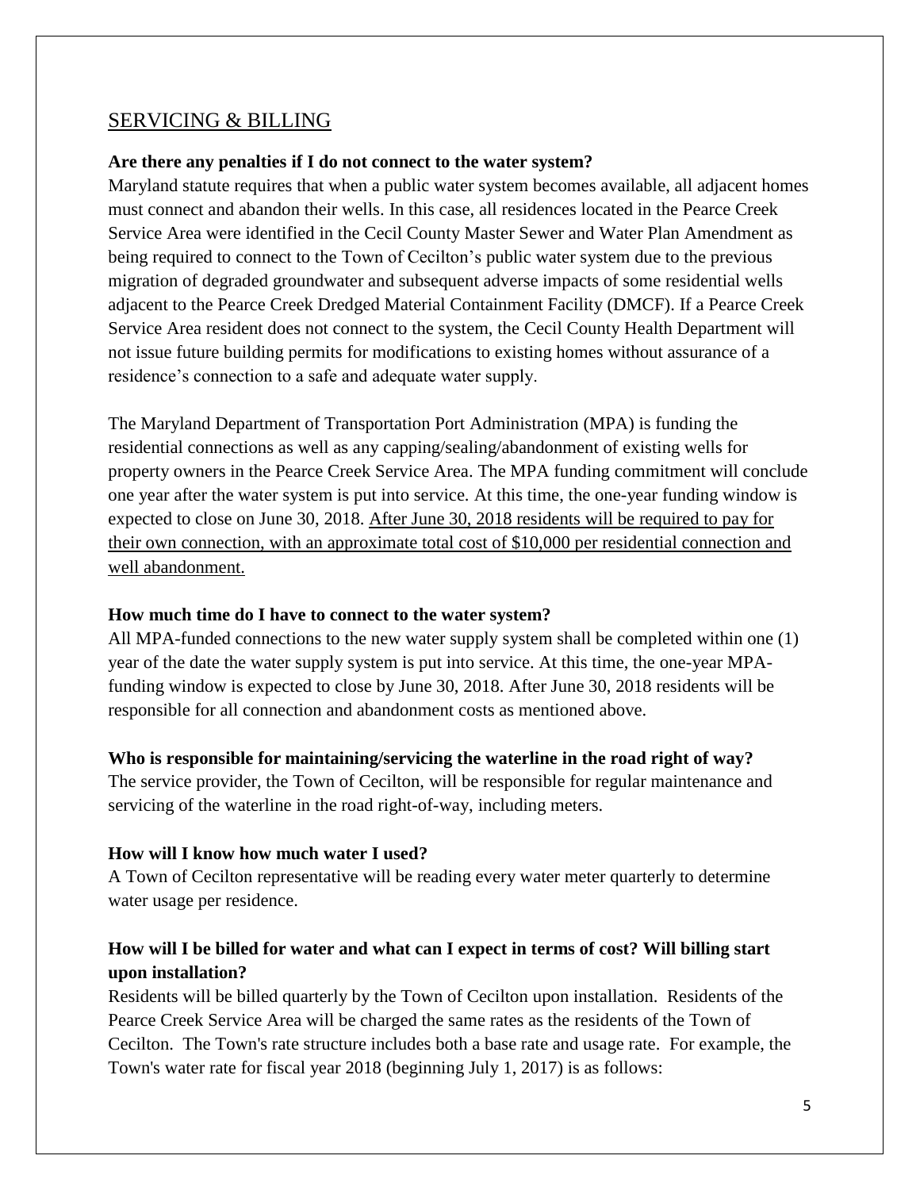## SERVICING & BILLING

**Are there any penalties if I do not connect to the water system?**

Maryland statute requires that when a public water system becomes available, all adjacent homes must connect and abandon their wells. In this case, all residences located in the Pearce Creek Service Area were identified in the Cecil County Master Sewer and Water Plan Amendment as being required to connect to the Town of Cecilton's public water system due to the previous migration of degraded groundwater and subsequent adverse impacts of some residential wells adjacent to the Pearce Creek Dredged Material Containment Facility (DMCF). If a Pearce Creek Service Area resident does not connect to the system, the Cecil County Health Department will not issue future building permits for modifications to existing homes without assurance of a residence's connection to a safe and adequate water supply.

The Maryland Department of Transportation Port Administration (MPA) is funding the residential connections as well as any capping/sealing/abandonment of existing wells for property owners in the Pearce Creek Service Area. The MPA funding commitment will conclude one year after the water system is put into service. At this time, the one-year funding window is expected to close on June 30, 2018. <u>After June 30, 2018 residents will be required to pay for their own connection, with an approximate total cost of $10,000 per residential connection and well abandonment.</u>

**How much time do I have to connect to the water system?**

All MPA-funded connections to the new water supply system shall be completed within one (1) year of the date the water supply system is put into service. At this time, the one-year MPA-funding window is expected to close by June 30, 2018. After June 30, 2018 residents will be responsible for all connection and abandonment costs as mentioned above.

**Who is responsible for maintaining/servicing the waterline in the road right of way?**

The service provider, the Town of Cecilton, will be responsible for regular maintenance and servicing of the waterline in the road right-of-way, including meters.

**How will I know how much water I used?**

A Town of Cecilton representative will be reading every water meter quarterly to determine water usage per residence.

**How will I be billed for water and what can I expect in terms of cost? Will billing start upon installation?**

Residents will be billed quarterly by the Town of Cecilton upon installation. Residents of the Pearce Creek Service Area will be charged the same rates as the residents of the Town of Cecilton. The Town's rate structure includes both a base rate and usage rate. For example, the Town's water rate for fiscal year 2018 (beginning July 1, 2017) is as follows: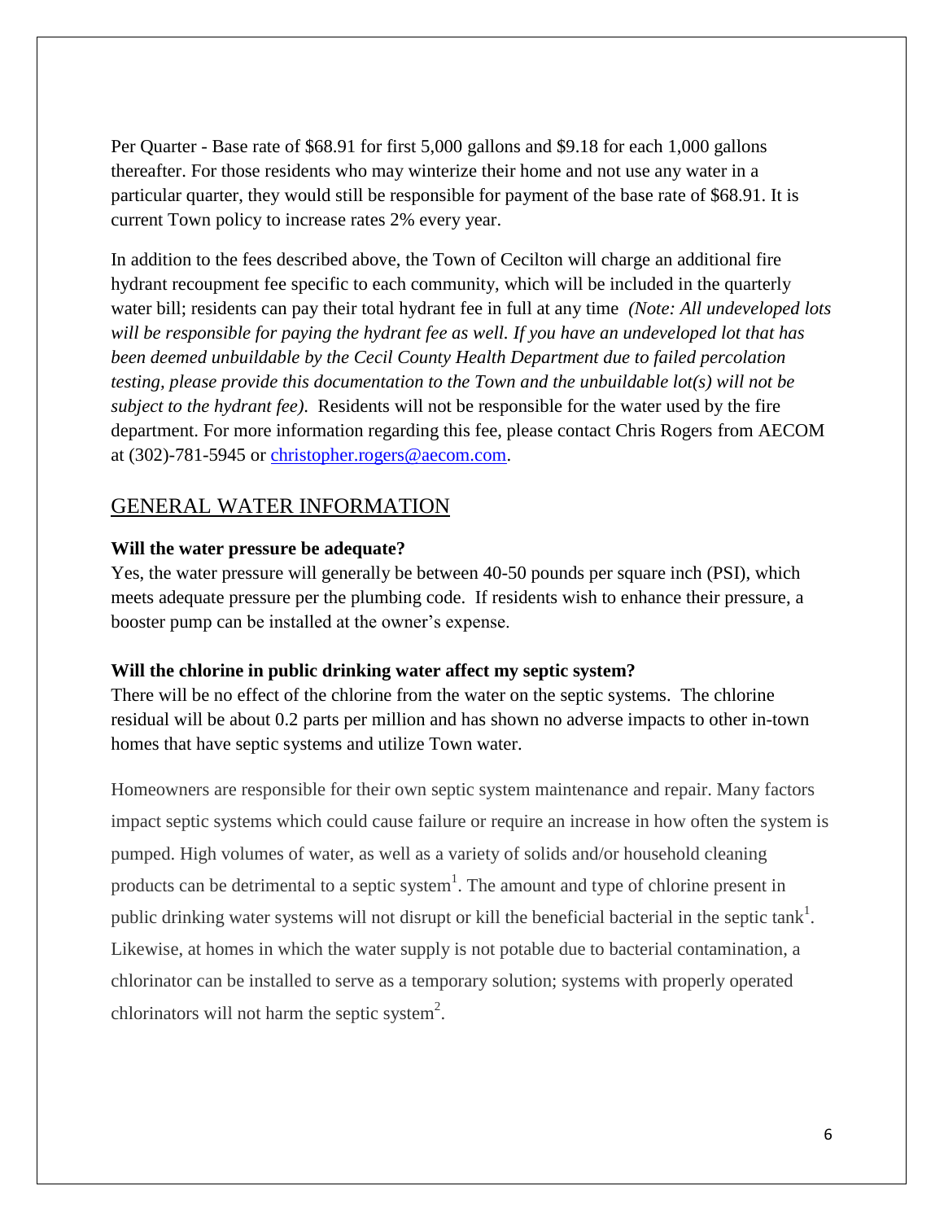Per Quarter - Base rate of $68.91 for first 5,000 gallons and $9.18 for each 1,000 gallons thereafter. For those residents who may winterize their home and not use any water in a particular quarter, they would still be responsible for payment of the base rate of $68.91. It is current Town policy to increase rates 2% every year.

In addition to the fees described above, the Town of Cecilton will charge an additional fire hydrant recoupment fee specific to each community, which will be included in the quarterly water bill; residents can pay their total hydrant fee in full at any time *(Note: All undeveloped lots will be responsible for paying the hydrant fee as well. If you have an undeveloped lot that has been deemed unbuildable by the Cecil County Health Department due to failed percolation testing, please provide this documentation to the Town and the unbuildable lot(s) will not be subject to the hydrant fee).* Residents will not be responsible for the water used by the fire department. For more information regarding this fee, please contact Chris Rogers from AECOM at (302)-781-5945 or [christopher.rogers@aecom.com](mailto:christopher.rogers@aecom.com).

## GENERAL WATER INFORMATION

**Will the water pressure be adequate?**
Yes, the water pressure will generally be between 40-50 pounds per square inch (PSI), which meets adequate pressure per the plumbing code. If residents wish to enhance their pressure, a booster pump can be installed at the owner's expense.

**Will the chlorine in public drinking water affect my septic system?**
There will be no effect of the chlorine from the water on the septic systems. The chlorine residual will be about 0.2 parts per million and has shown no adverse impacts to other in-town homes that have septic systems and utilize Town water.

Homeowners are responsible for their own septic system maintenance and repair. Many factors impact septic systems which could cause failure or require an increase in how often the system is pumped. High volumes of water, as well as a variety of solids and/or household cleaning products can be detrimental to a septic system[1]. The amount and type of chlorine present in public drinking water systems will not disrupt or kill the beneficial bacterial in the septic tank[1]. Likewise, at homes in which the water supply is not potable due to bacterial contamination, a chlorinator can be installed to serve as a temporary solution; systems with properly operated chlorinators will not harm the septic system[2].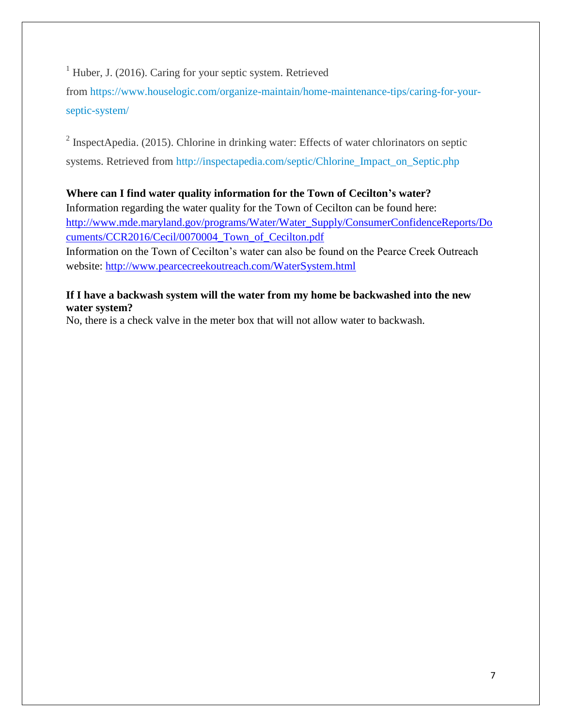[1] Huber, J. (2016). Caring for your septic system. Retrieved from https://www.houselogic.com/organize-maintain/home-maintenance-tips/caring-for-your-septic-system/

[2] InspectApedia. (2015). Chlorine in drinking water: Effects of water chlorinators on septic systems. Retrieved from http://inspectapedia.com/septic/Chlorine_Impact_on_Septic.php

**Where can I find water quality information for the Town of Cecilton's water?**

Information regarding the water quality for the Town of Cecilton can be found here: http://www.mde.maryland.gov/programs/Water/Water_Supply/ConsumerConfidenceReports/Documents/CCR2016/Cecil/0070004_Town_of_Cecilton.pdf

Information on the Town of Cecilton's water can also be found on the Pearce Creek Outreach website: http://www.pearcecreekoutreach.com/WaterSystem.html

**If I have a backwash system will the water from my home be backwashed into the new water system?**

No, there is a check valve in the meter box that will not allow water to backwash.